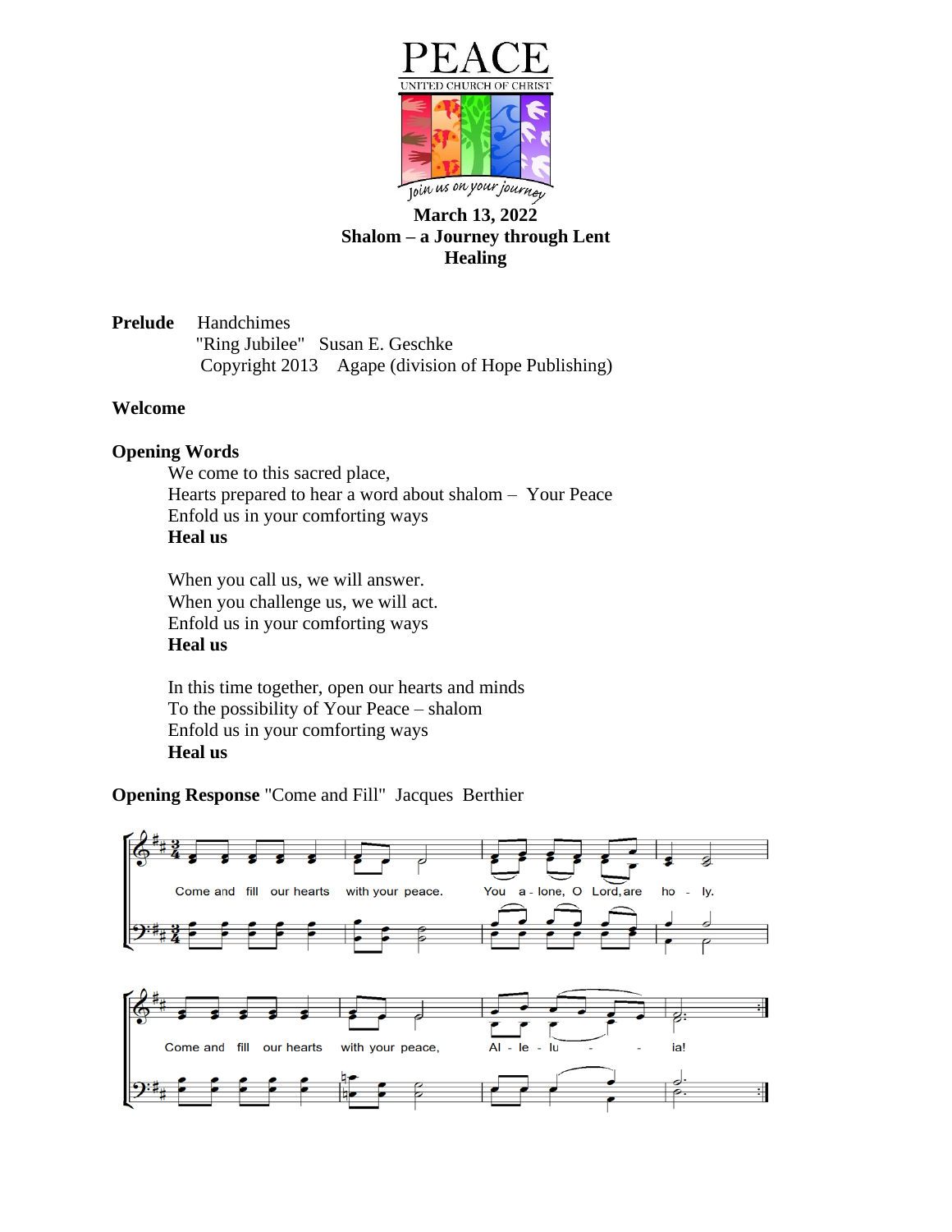# PEACE

UNITED CHURCH OF CHRIST

*Join us on your journey*

**March 13, 2022**
**Shalom – a Journey through Lent**
**Healing**

**Prelude** Handchimes
"Ring Jubilee" Susan E. Geschke
Copyright 2013 Agape (division of Hope Publishing)

**Welcome**

**Opening Words**

We come to this sacred place,
Hearts prepared to hear a word about shalom – Your Peace
Enfold us in your comforting ways
**Heal us**

When you call us, we will answer.
When you challenge us, we will act.
Enfold us in your comforting ways
**Heal us**

In this time together, open our hearts and minds
To the possibility of Your Peace – shalom
Enfold us in your comforting ways
**Heal us**

**Opening Response** "Come and Fill" Jacques Berthier

Come and fill our hearts with your peace. You a - lone, O Lord, are ho - ly.

Come and fill our hearts with your peace, Al - le - lu - - ia!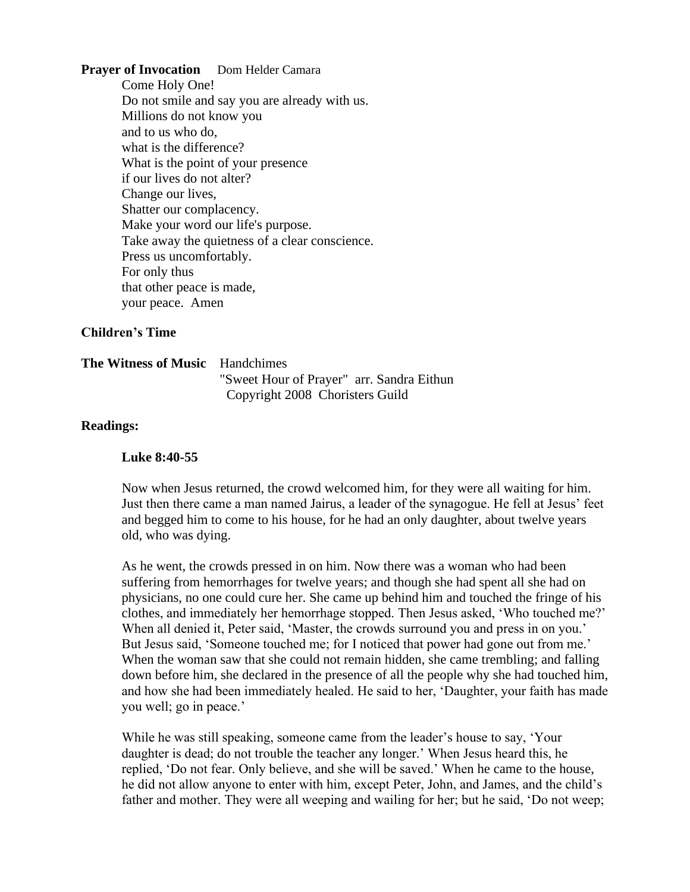**Prayer of Invocation** Dom Helder Camara

Come Holy One!
Do not smile and say you are already with us.
Millions do not know you
and to us who do,
what is the difference?
What is the point of your presence
if our lives do not alter?
Change our lives,
Shatter our complacency.
Make your word our life's purpose.
Take away the quietness of a clear conscience.
Press us uncomfortably.
For only thus
that other peace is made,
your peace. Amen

**Children's Time**

**The Witness of Music** Handchimes
"Sweet Hour of Prayer" arr. Sandra Eithun
Copyright 2008 Choristers Guild

**Readings:**

**Luke 8:40-55**

Now when Jesus returned, the crowd welcomed him, for they were all waiting for him. Just then there came a man named Jairus, a leader of the synagogue. He fell at Jesus' feet and begged him to come to his house, for he had an only daughter, about twelve years old, who was dying.

As he went, the crowds pressed in on him. Now there was a woman who had been suffering from hemorrhages for twelve years; and though she had spent all she had on physicians, no one could cure her. She came up behind him and touched the fringe of his clothes, and immediately her hemorrhage stopped. Then Jesus asked, 'Who touched me?' When all denied it, Peter said, 'Master, the crowds surround you and press in on you.' But Jesus said, 'Someone touched me; for I noticed that power had gone out from me.' When the woman saw that she could not remain hidden, she came trembling; and falling down before him, she declared in the presence of all the people why she had touched him, and how she had been immediately healed. He said to her, 'Daughter, your faith has made you well; go in peace.'

While he was still speaking, someone came from the leader's house to say, 'Your daughter is dead; do not trouble the teacher any longer.' When Jesus heard this, he replied, 'Do not fear. Only believe, and she will be saved.' When he came to the house, he did not allow anyone to enter with him, except Peter, John, and James, and the child's father and mother. They were all weeping and wailing for her; but he said, 'Do not weep;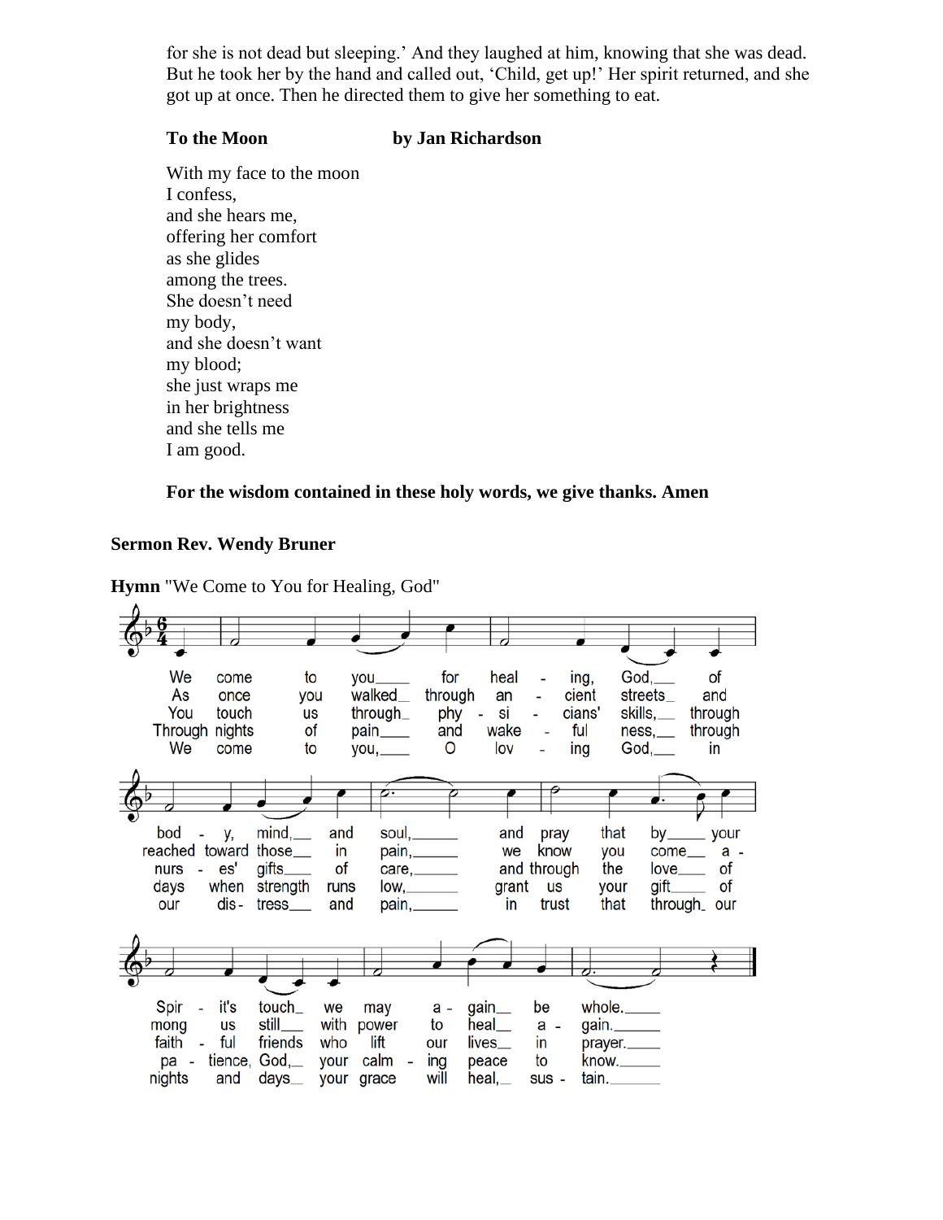for she is not dead but sleeping.' And they laughed at him, knowing that she was dead. But he took her by the hand and called out, 'Child, get up!' Her spirit returned, and she got up at once. Then he directed them to give her something to eat.

**To the Moon** **by Jan Richardson**

With my face to the moon
I confess,
and she hears me,
offering her comfort
as she glides
among the trees.
She doesn't need
my body,
and she doesn't want
my blood;
she just wraps me
in her brightness
and she tells me
I am good.

**For the wisdom contained in these holy words, we give thanks. Amen**

**Sermon Rev. Wendy Bruner**

**Hymn** "We Come to You for Healing, God"

1. We come to you for healing, God, of body, mind, and soul, and pray that by your Spirit's touch we may again be whole.
2. As once you walked through ancient streets and reached toward those in pain, we know you come among us still with power to heal again.
3. You touch us through physicians' skills, through nurses' gifts of care, and through the love of faithful friends who lift our lives in prayer.
4. Through nights of pain and wakefulness, through days when strength runs low, grant us your gift of patience, God, your calming peace to know.
5. We come to you, O loving God, in our distress and pain, in trust that through our nights and days your grace will heal, sustain.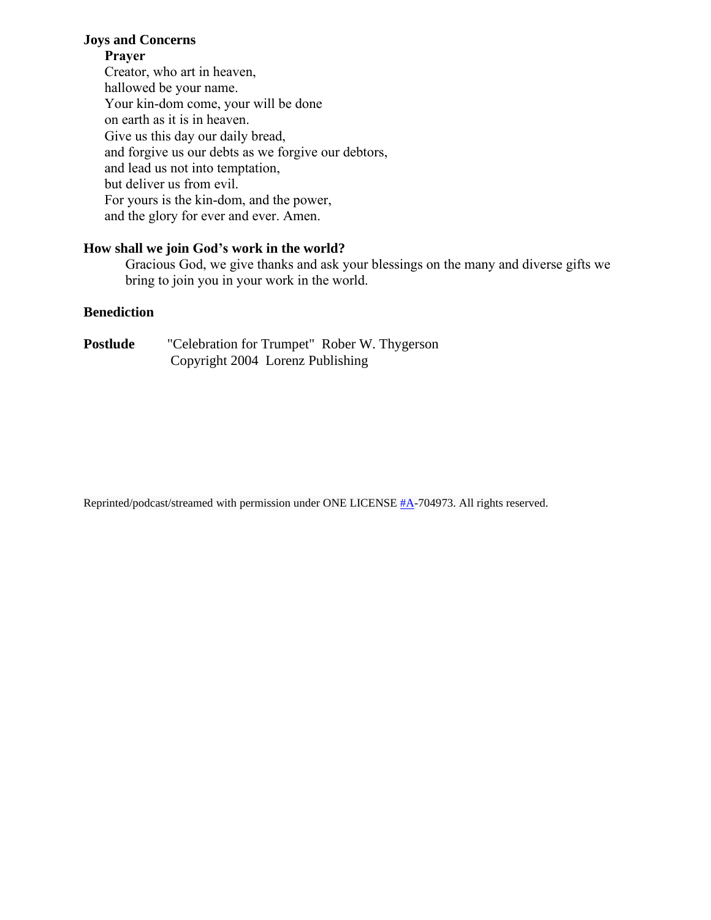**Joys and Concerns**

**Prayer**

Creator, who art in heaven,
hallowed be your name.
Your kin-dom come, your will be done
on earth as it is in heaven.
Give us this day our daily bread,
and forgive us our debts as we forgive our debtors,
and lead us not into temptation,
but deliver us from evil.
For yours is the kin-dom, and the power,
and the glory for ever and ever. Amen.

**How shall we join God's work in the world?**

Gracious God, we give thanks and ask your blessings on the many and diverse gifts we bring to join you in your work in the world.

**Benediction**

**Postlude** "Celebration for Trumpet" Rober W. Thygerson
Copyright 2004 Lorenz Publishing

Reprinted/podcast/streamed with permission under ONE LICENSE #A-704973. All rights reserved.